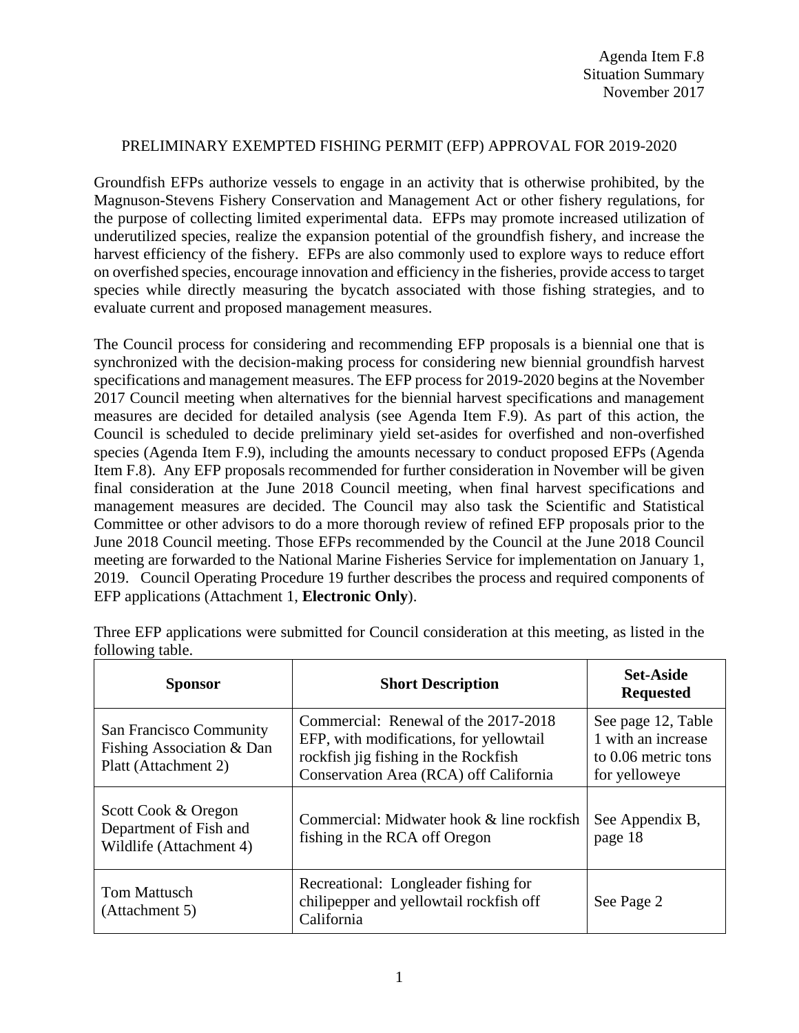Agenda Item F.8
Situation Summary
November 2017

# PRELIMINARY EXEMPTED FISHING PERMIT (EFP) APPROVAL FOR 2019-2020

Groundfish EFPs authorize vessels to engage in an activity that is otherwise prohibited, by the Magnuson-Stevens Fishery Conservation and Management Act or other fishery regulations, for the purpose of collecting limited experimental data. EFPs may promote increased utilization of underutilized species, realize the expansion potential of the groundfish fishery, and increase the harvest efficiency of the fishery. EFPs are also commonly used to explore ways to reduce effort on overfished species, encourage innovation and efficiency in the fisheries, provide access to target species while directly measuring the bycatch associated with those fishing strategies, and to evaluate current and proposed management measures.

The Council process for considering and recommending EFP proposals is a biennial one that is synchronized with the decision-making process for considering new biennial groundfish harvest specifications and management measures. The EFP process for 2019-2020 begins at the November 2017 Council meeting when alternatives for the biennial harvest specifications and management measures are decided for detailed analysis (see Agenda Item F.9). As part of this action, the Council is scheduled to decide preliminary yield set-asides for overfished and non-overfished species (Agenda Item F.9), including the amounts necessary to conduct proposed EFPs (Agenda Item F.8). Any EFP proposals recommended for further consideration in November will be given final consideration at the June 2018 Council meeting, when final harvest specifications and management measures are decided. The Council may also task the Scientific and Statistical Committee or other advisors to do a more thorough review of refined EFP proposals prior to the June 2018 Council meeting. Those EFPs recommended by the Council at the June 2018 Council meeting are forwarded to the National Marine Fisheries Service for implementation on January 1, 2019. Council Operating Procedure 19 further describes the process and required components of EFP applications (Attachment 1, **Electronic Only**).

Three EFP applications were submitted for Council consideration at this meeting, as listed in the following table.

| Sponsor | Short Description | Set-Aside Requested |
|---|---|---|
| San Francisco Community Fishing Association & Dan Platt (Attachment 2) | Commercial: Renewal of the 2017-2018 EFP, with modifications, for yellowtail rockfish jig fishing in the Rockfish Conservation Area (RCA) off California | See page 12, Table 1 with an increase to 0.06 metric tons for yelloweye |
| Scott Cook & Oregon Department of Fish and Wildlife (Attachment 4) | Commercial: Midwater hook & line rockfish fishing in the RCA off Oregon | See Appendix B, page 18 |
| Tom Mattusch (Attachment 5) | Recreational: Longleader fishing for chilipepper and yellowtail rockfish off California | See Page 2 |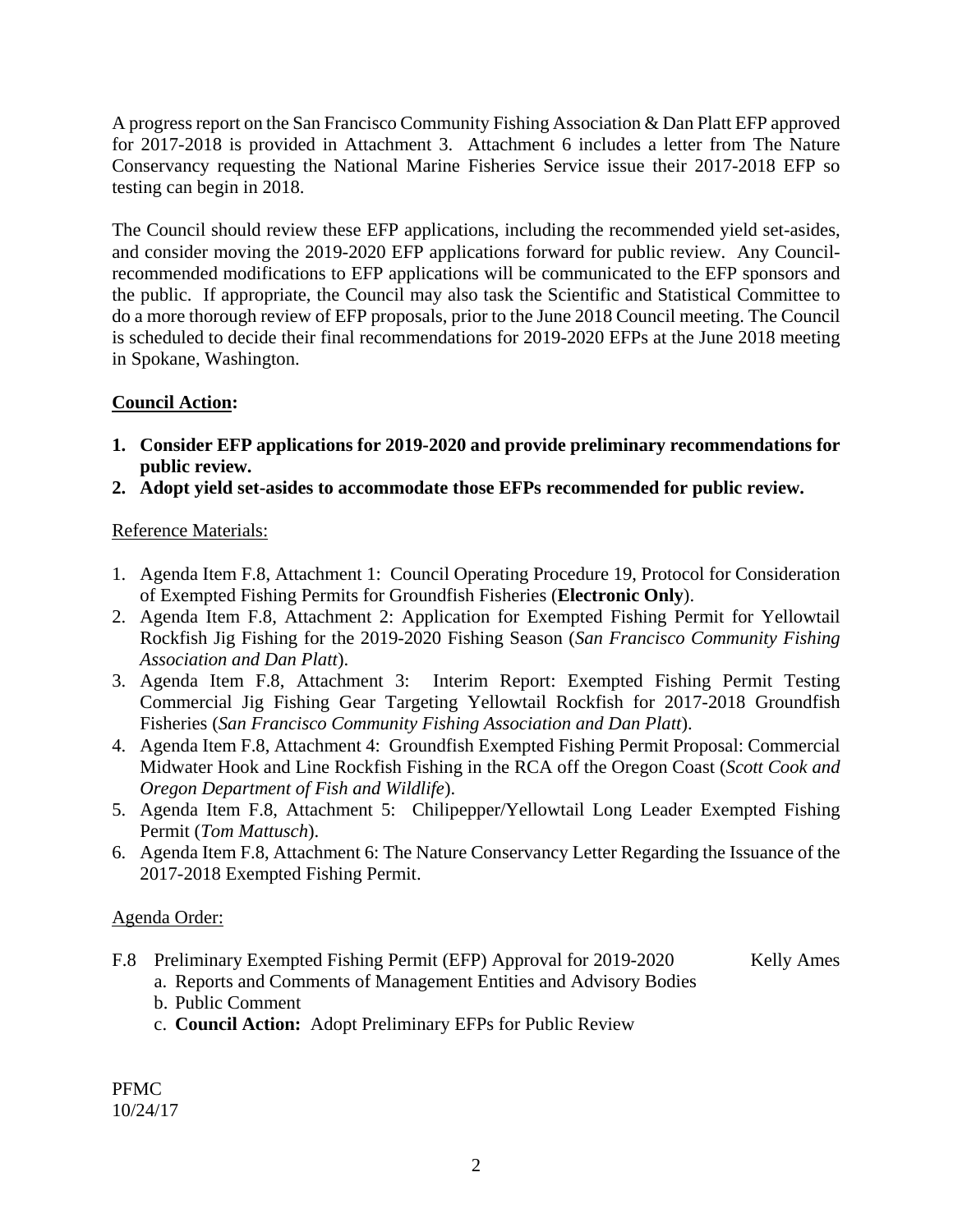A progress report on the San Francisco Community Fishing Association & Dan Platt EFP approved for 2017-2018 is provided in Attachment 3. Attachment 6 includes a letter from The Nature Conservancy requesting the National Marine Fisheries Service issue their 2017-2018 EFP so testing can begin in 2018.

The Council should review these EFP applications, including the recommended yield set-asides, and consider moving the 2019-2020 EFP applications forward for public review. Any Council-recommended modifications to EFP applications will be communicated to the EFP sponsors and the public. If appropriate, the Council may also task the Scientific and Statistical Committee to do a more thorough review of EFP proposals, prior to the June 2018 Council meeting. The Council is scheduled to decide their final recommendations for 2019-2020 EFPs at the June 2018 meeting in Spokane, Washington.

**Council Action:**

1. **Consider EFP applications for 2019-2020 and provide preliminary recommendations for public review.**
2. **Adopt yield set-asides to accommodate those EFPs recommended for public review.**

Reference Materials:

1. Agenda Item F.8, Attachment 1: Council Operating Procedure 19, Protocol for Consideration of Exempted Fishing Permits for Groundfish Fisheries (**Electronic Only**).
2. Agenda Item F.8, Attachment 2: Application for Exempted Fishing Permit for Yellowtail Rockfish Jig Fishing for the 2019-2020 Fishing Season (*San Francisco Community Fishing Association and Dan Platt*).
3. Agenda Item F.8, Attachment 3: Interim Report: Exempted Fishing Permit Testing Commercial Jig Fishing Gear Targeting Yellowtail Rockfish for 2017-2018 Groundfish Fisheries (*San Francisco Community Fishing Association and Dan Platt*).
4. Agenda Item F.8, Attachment 4: Groundfish Exempted Fishing Permit Proposal: Commercial Midwater Hook and Line Rockfish Fishing in the RCA off the Oregon Coast (*Scott Cook and Oregon Department of Fish and Wildlife*).
5. Agenda Item F.8, Attachment 5: Chilipepper/Yellowtail Long Leader Exempted Fishing Permit (*Tom Mattusch*).
6. Agenda Item F.8, Attachment 6: The Nature Conservancy Letter Regarding the Issuance of the 2017-2018 Exempted Fishing Permit.

Agenda Order:

F.8 Preliminary Exempted Fishing Permit (EFP) Approval for 2019-2020 — Kelly Ames

- a. Reports and Comments of Management Entities and Advisory Bodies
- b. Public Comment
- c. **Council Action:** Adopt Preliminary EFPs for Public Review

PFMC
10/24/17